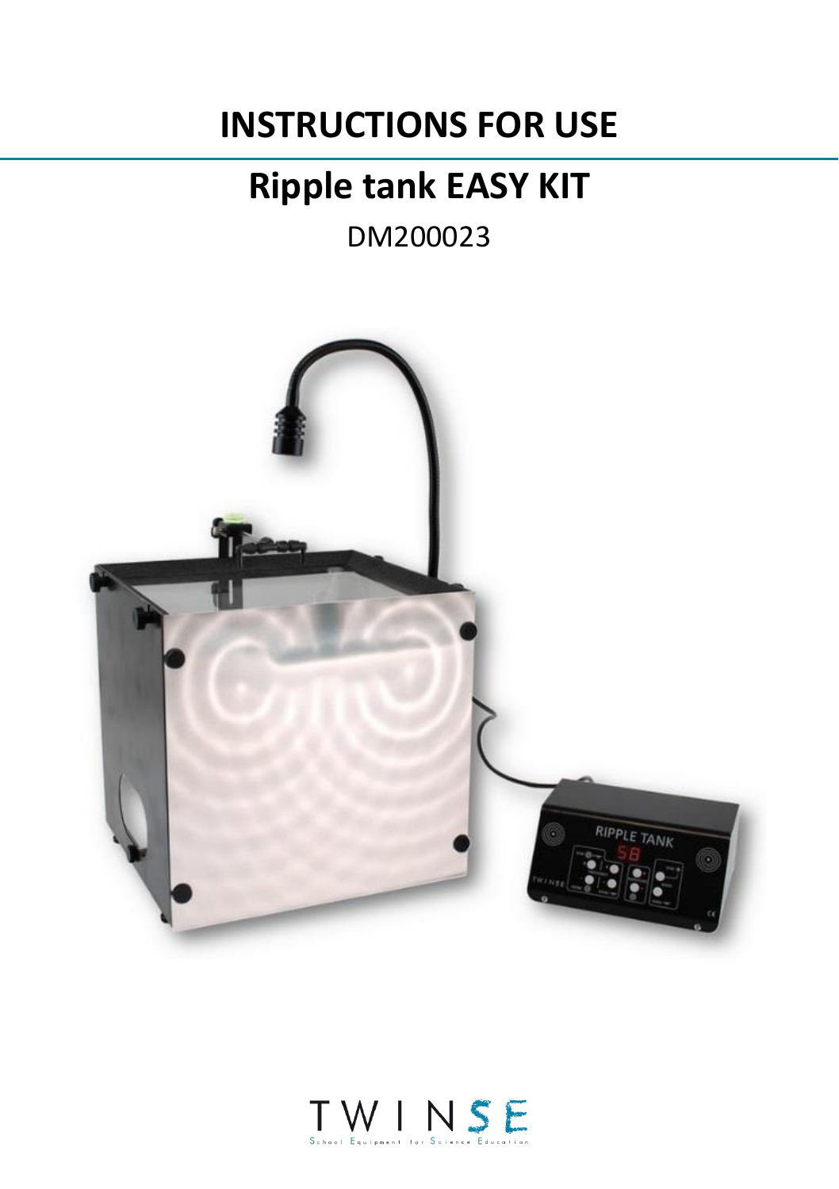# INSTRUCTIONS FOR USE

## Ripple tank EASY KIT

DM200023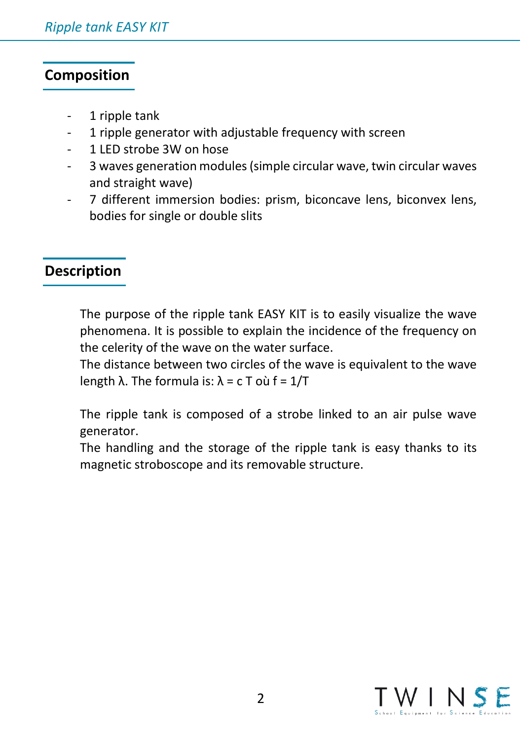## Composition

- 1 ripple tank
- 1 ripple generator with adjustable frequency with screen
- 1 LED strobe 3W on hose
- 3 waves generation modules (simple circular wave, twin circular waves and straight wave)
- 7 different immersion bodies: prism, biconcave lens, biconvex lens, bodies for single or double slits

## Description

The purpose of the ripple tank EASY KIT is to easily visualize the wave phenomena. It is possible to explain the incidence of the frequency on the celerity of the wave on the water surface.
The distance between two circles of the wave is equivalent to the wave length $\lambda$. The formula is: $\lambda = c\ T$ où $f = 1/T$

The ripple tank is composed of a strobe linked to an air pulse wave generator.
The handling and the storage of the ripple tank is easy thanks to its magnetic stroboscope and its removable structure.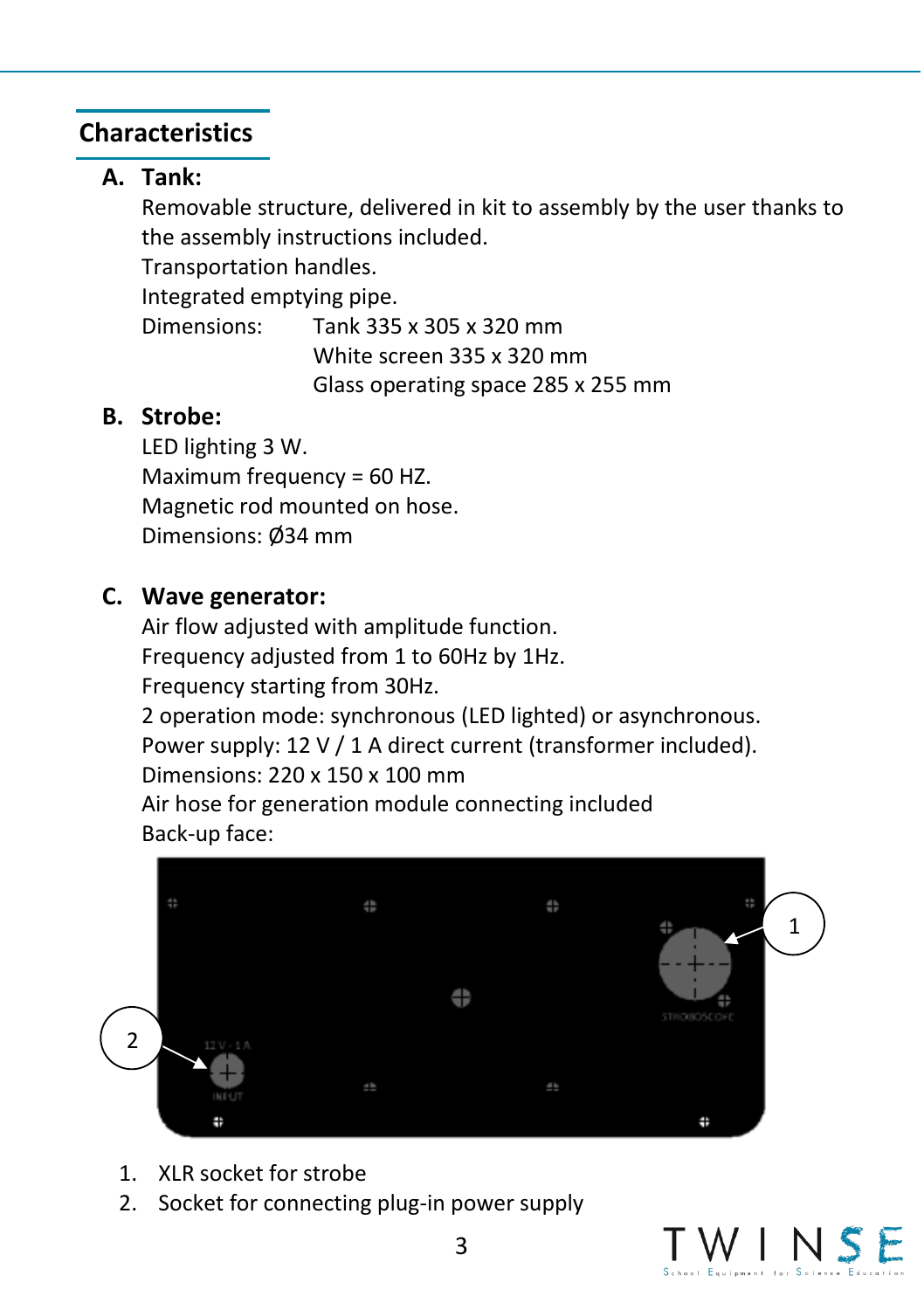## Characteristics

**A. Tank:**

Removable structure, delivered in kit to assembly by the user thanks to the assembly instructions included.
Transportation handles.
Integrated emptying pipe.
Dimensions: Tank 335 x 305 x 320 mm
White screen 335 x 320 mm
Glass operating space 285 x 255 mm

**B. Strobe:**

LED lighting 3 W.
Maximum frequency = 60 HZ.
Magnetic rod mounted on hose.
Dimensions: Ø34 mm

**C. Wave generator:**

Air flow adjusted with amplitude function.
Frequency adjusted from 1 to 60Hz by 1Hz.
Frequency starting from 30Hz.
2 operation mode: synchronous (LED lighted) or asynchronous.
Power supply: 12 V / 1 A direct current (transformer included).
Dimensions: 220 x 150 x 100 mm
Air hose for generation module connecting included
Back-up face:

1. XLR socket for strobe
2. Socket for connecting plug-in power supply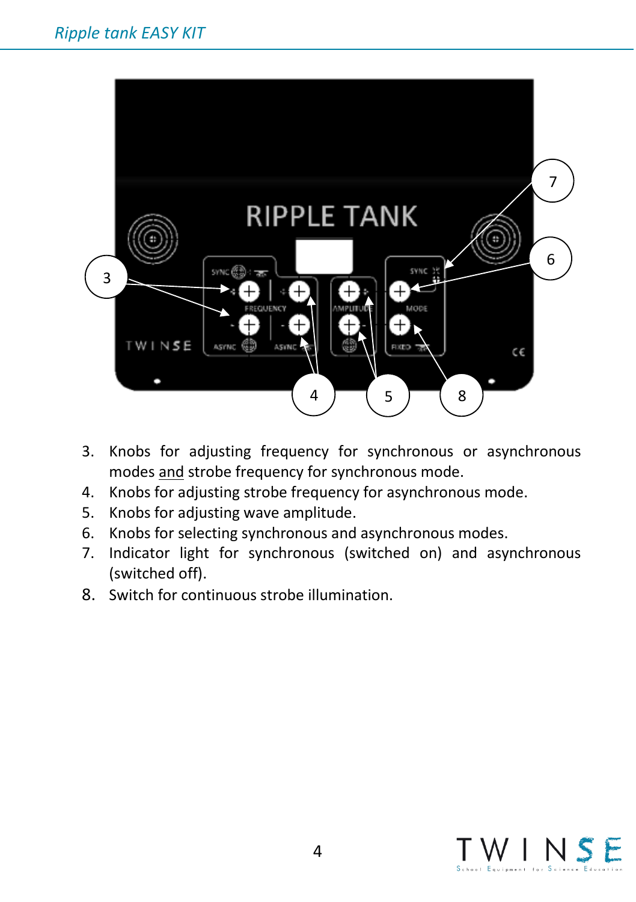3. Knobs for adjusting frequency for synchronous or asynchronous modes and strobe frequency for synchronous mode.
4. Knobs for adjusting strobe frequency for asynchronous mode.
5. Knobs for adjusting wave amplitude.
6. Knobs for selecting synchronous and asynchronous modes.
7. Indicator light for synchronous (switched on) and asynchronous (switched off).
8. Switch for continuous strobe illumination.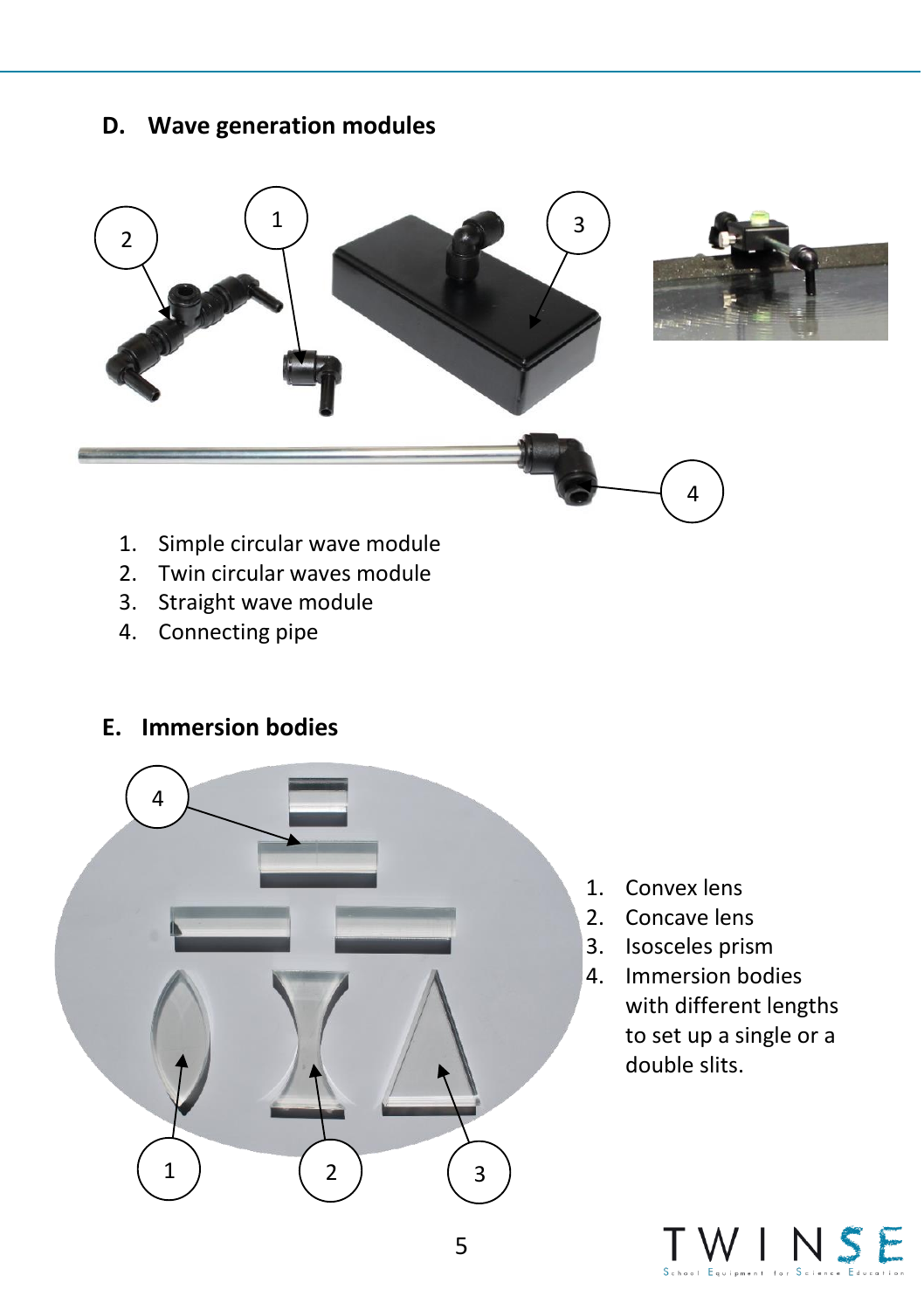## D. Wave generation modules

1. Simple circular wave module
2. Twin circular waves module
3. Straight wave module
4. Connecting pipe

## E. Immersion bodies

1. Convex lens
2. Concave lens
3. Isosceles prism
4. Immersion bodies with different lengths to set up a single or a double slits.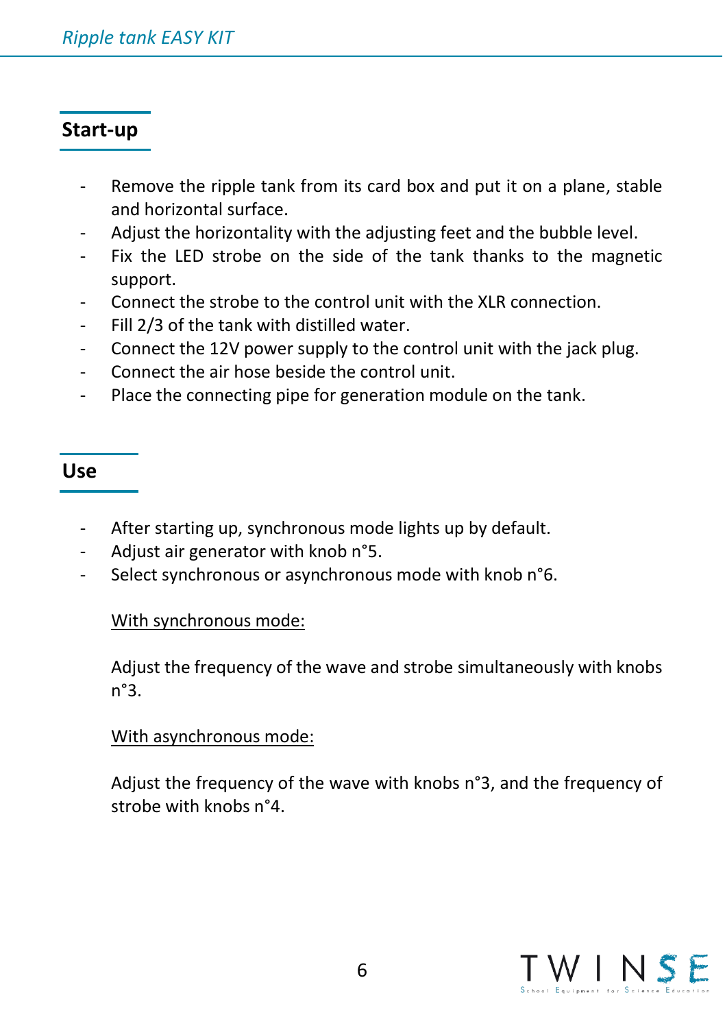## Start-up

- Remove the ripple tank from its card box and put it on a plane, stable and horizontal surface.
- Adjust the horizontality with the adjusting feet and the bubble level.
- Fix the LED strobe on the side of the tank thanks to the magnetic support.
- Connect the strobe to the control unit with the XLR connection.
- Fill 2/3 of the tank with distilled water.
- Connect the 12V power supply to the control unit with the jack plug.
- Connect the air hose beside the control unit.
- Place the connecting pipe for generation module on the tank.

## Use

- After starting up, synchronous mode lights up by default.
- Adjust air generator with knob n°5.
- Select synchronous or asynchronous mode with knob n°6.

  <u>With synchronous mode:</u>

  Adjust the frequency of the wave and strobe simultaneously with knobs n°3.

  <u>With asynchronous mode:</u>

  Adjust the frequency of the wave with knobs n°3, and the frequency of strobe with knobs n°4.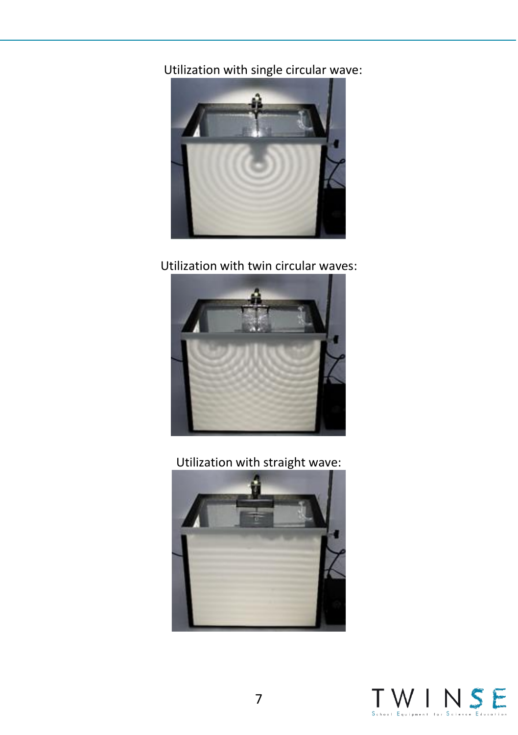Utilization with single circular wave:

Utilization with twin circular waves:

Utilization with straight wave: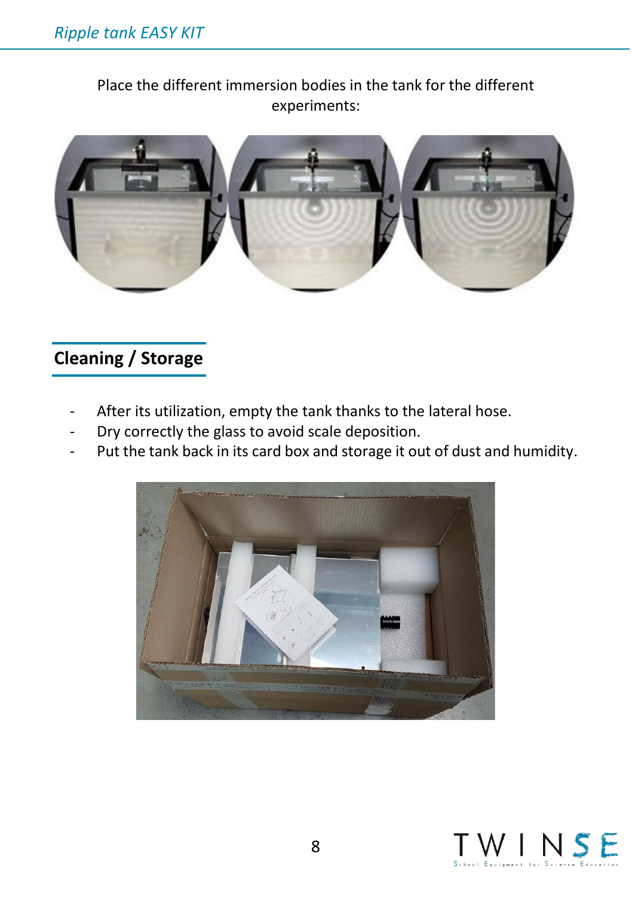Place the different immersion bodies in the tank for the different experiments:

## Cleaning / Storage

- After its utilization, empty the tank thanks to the lateral hose.
- Dry correctly the glass to avoid scale deposition.
- Put the tank back in its card box and storage it out of dust and humidity.